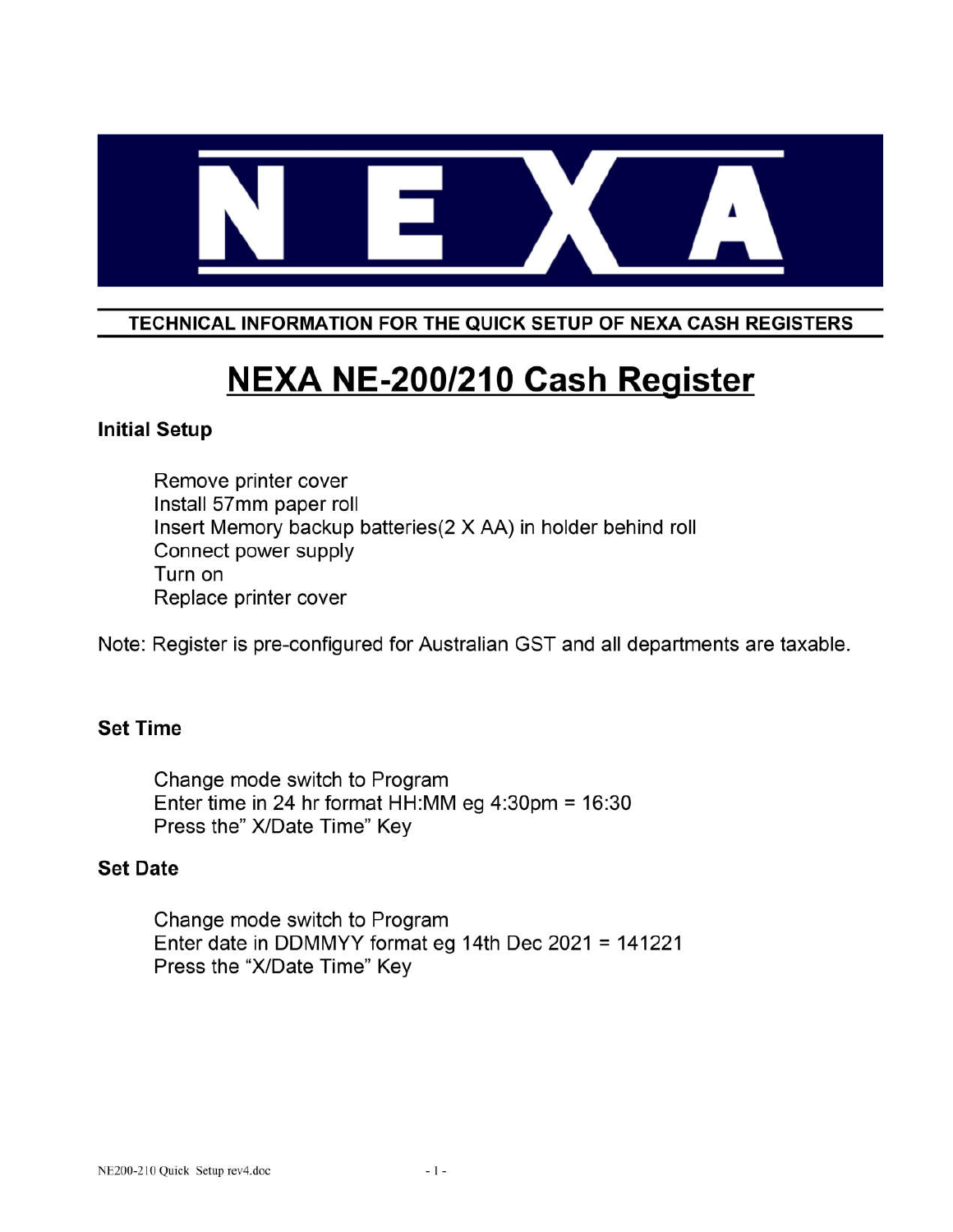NEXA

TECHNICAL INFORMATION FOR THE QUICK SETUP OF NEXA CASH REGISTERS

# NEXA NE-200/210 Cash Register

**Initial Setup**

Remove printer cover
Install 57mm paper roll
Insert Memory backup batteries(2 X AA) in holder behind roll
Connect power supply
Turn on
Replace printer cover

Note: Register is pre-configured for Australian GST and all departments are taxable.

**Set Time**

Change mode switch to Program
Enter time in 24 hr format HH:MM eg 4:30pm = 16:30
Press the" X/Date Time" Key

**Set Date**

Change mode switch to Program
Enter date in DDMMYY format eg 14th Dec 2021 = 141221
Press the "X/Date Time" Key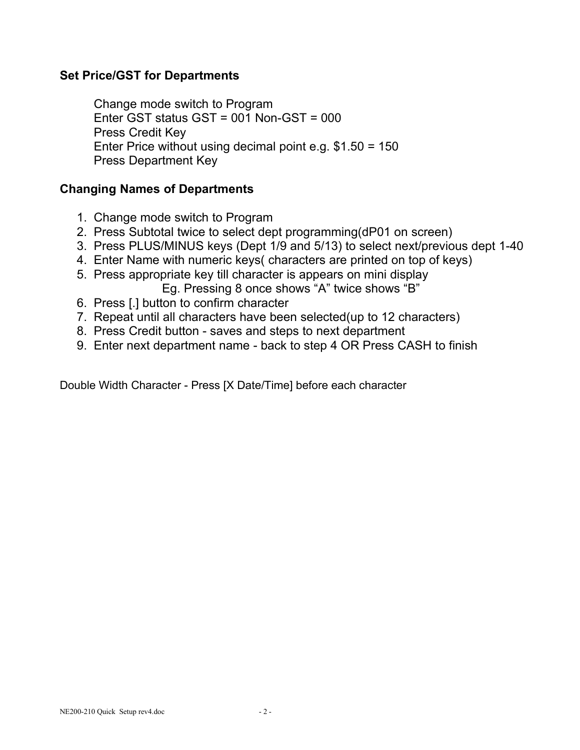## Set Price/GST for Departments

Change mode switch to Program
Enter GST status GST = 001 Non-GST = 000
Press Credit Key
Enter Price without using decimal point e.g. $1.50 = 150
Press Department Key

## Changing Names of Departments

1. Change mode switch to Program
2. Press Subtotal twice to select dept programming(dP01 on screen)
3. Press PLUS/MINUS keys (Dept 1/9 and 5/13) to select next/previous dept 1-40
4. Enter Name with numeric keys( characters are printed on top of keys)
5. Press appropriate key till character is appears on mini display
   Eg. Pressing 8 once shows “A” twice shows “B”
6. Press [.] button to confirm character
7. Repeat until all characters have been selected(up to 12 characters)
8. Press Credit button - saves and steps to next department
9. Enter next department name - back to step 4 OR Press CASH to finish

Double Width Character - Press [X Date/Time] before each character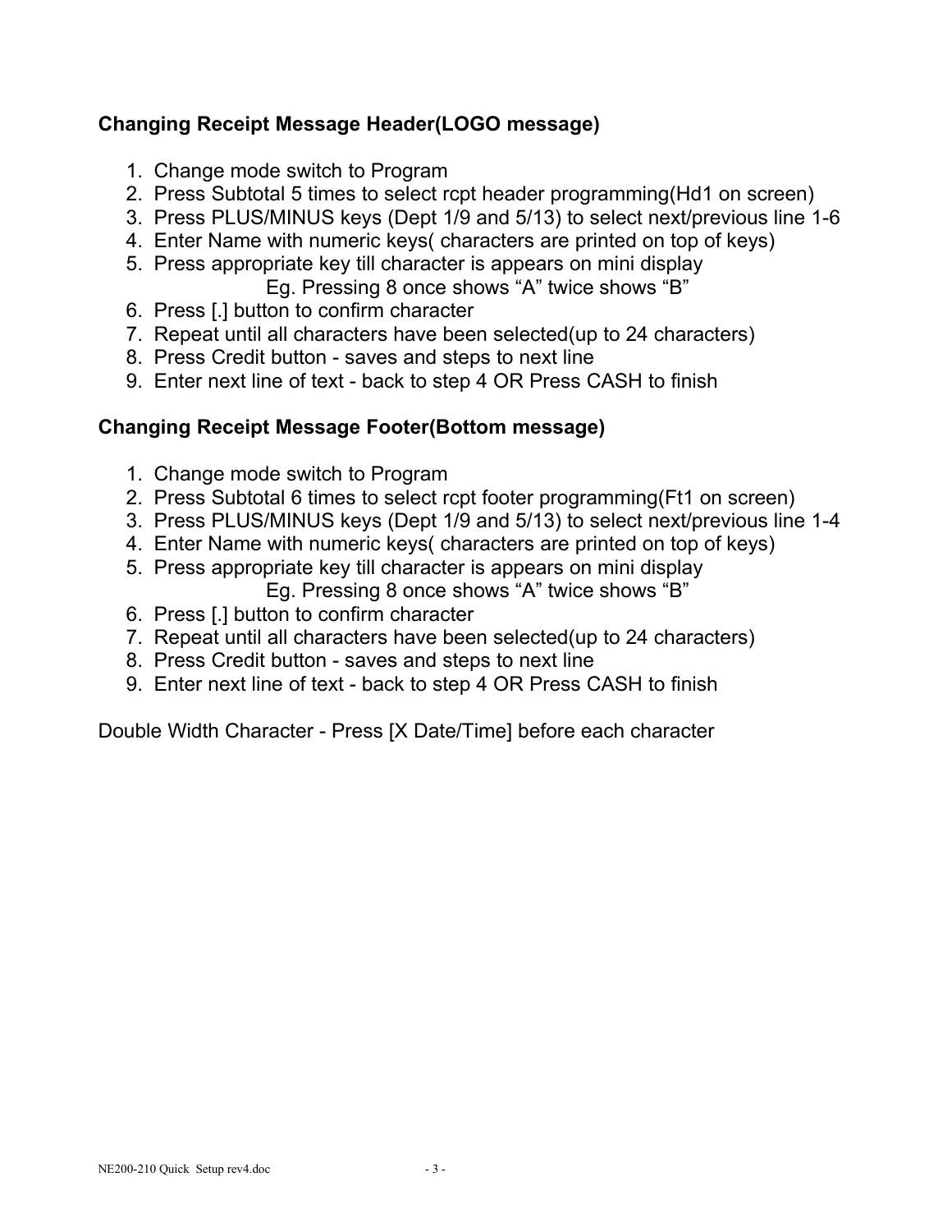### Changing Receipt Message Header(LOGO message)

1. Change mode switch to Program
2. Press Subtotal 5 times to select rcpt header programming(Hd1 on screen)
3. Press PLUS/MINUS keys (Dept 1/9 and 5/13) to select next/previous line 1-6
4. Enter Name with numeric keys( characters are printed on top of keys)
5. Press appropriate key till character is appears on mini display
   Eg. Pressing 8 once shows “A” twice shows “B”
6. Press [.] button to confirm character
7. Repeat until all characters have been selected(up to 24 characters)
8. Press Credit button - saves and steps to next line
9. Enter next line of text - back to step 4 OR Press CASH to finish

### Changing Receipt Message Footer(Bottom message)

1. Change mode switch to Program
2. Press Subtotal 6 times to select rcpt footer programming(Ft1 on screen)
3. Press PLUS/MINUS keys (Dept 1/9 and 5/13) to select next/previous line 1-4
4. Enter Name with numeric keys( characters are printed on top of keys)
5. Press appropriate key till character is appears on mini display
   Eg. Pressing 8 once shows “A” twice shows “B”
6. Press [.] button to confirm character
7. Repeat until all characters have been selected(up to 24 characters)
8. Press Credit button - saves and steps to next line
9. Enter next line of text - back to step 4 OR Press CASH to finish

Double Width Character - Press [X Date/Time] before each character